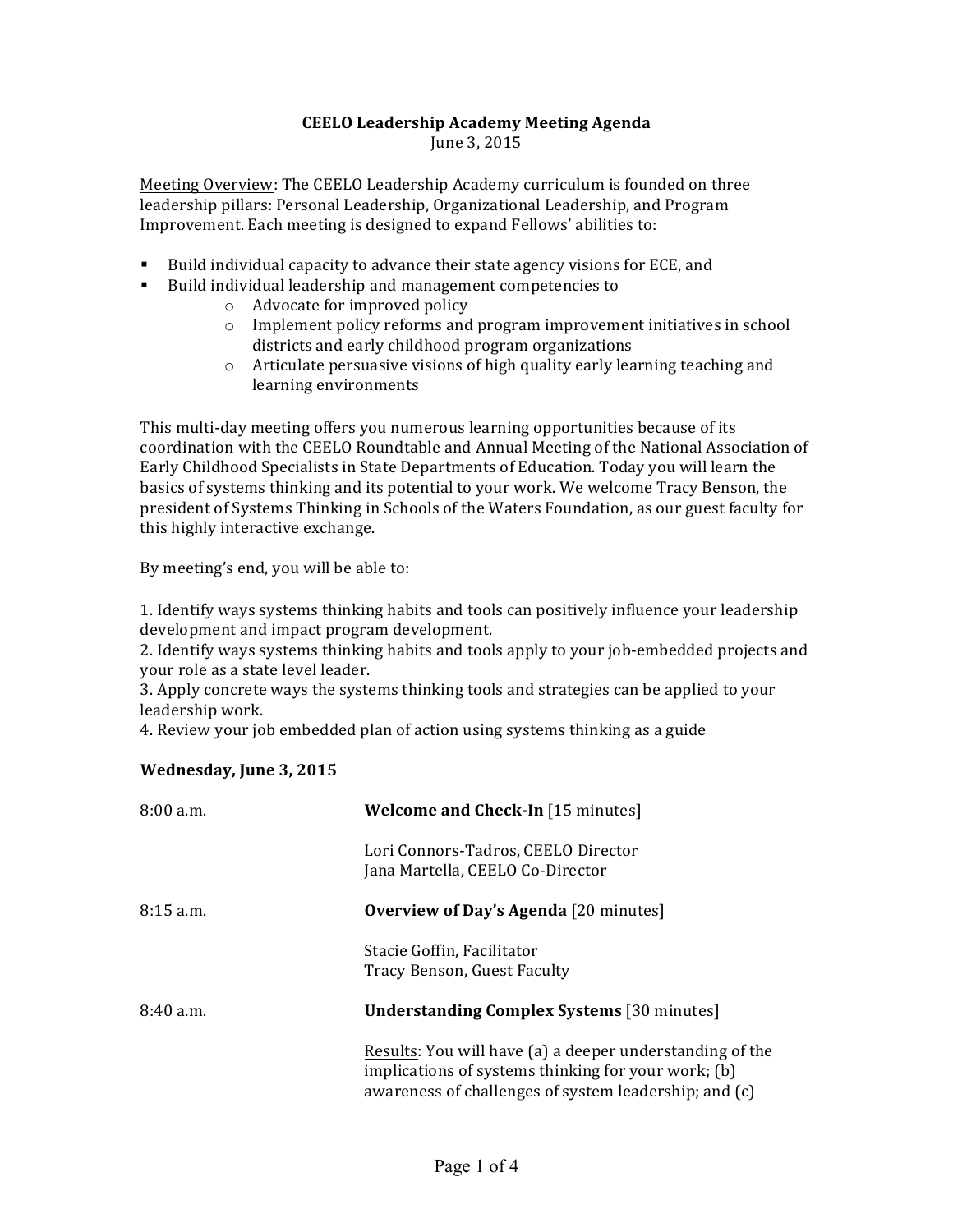**CEELO Leadership Academy Meeting Agenda**
June 3, 2015

Meeting Overview: The CEELO Leadership Academy curriculum is founded on three leadership pillars: Personal Leadership, Organizational Leadership, and Program Improvement. Each meeting is designed to expand Fellows' abilities to:

- Build individual capacity to advance their state agency visions for ECE, and
- Build individual leadership and management competencies to
  - Advocate for improved policy
  - Implement policy reforms and program improvement initiatives in school districts and early childhood program organizations
  - Articulate persuasive visions of high quality early learning teaching and learning environments

This multi-day meeting offers you numerous learning opportunities because of its coordination with the CEELO Roundtable and Annual Meeting of the National Association of Early Childhood Specialists in State Departments of Education. Today you will learn the basics of systems thinking and its potential to your work. We welcome Tracy Benson, the president of Systems Thinking in Schools of the Waters Foundation, as our guest faculty for this highly interactive exchange.

By meeting's end, you will be able to:

1. Identify ways systems thinking habits and tools can positively influence your leadership development and impact program development.
2. Identify ways systems thinking habits and tools apply to your job-embedded projects and your role as a state level leader.
3. Apply concrete ways the systems thinking tools and strategies can be applied to your leadership work.
4. Review your job embedded plan of action using systems thinking as a guide

**Wednesday, June 3, 2015**

8:00 a.m. — **Welcome and Check-In** [15 minutes]

Lori Connors-Tadros, CEELO Director
Jana Martella, CEELO Co-Director

8:15 a.m. — **Overview of Day's Agenda** [20 minutes]

Stacie Goffin, Facilitator
Tracy Benson, Guest Faculty

8:40 a.m. — **Understanding Complex Systems** [30 minutes]

Results: You will have (a) a deeper understanding of the implications of systems thinking for your work; (b) awareness of challenges of system leadership; and (c)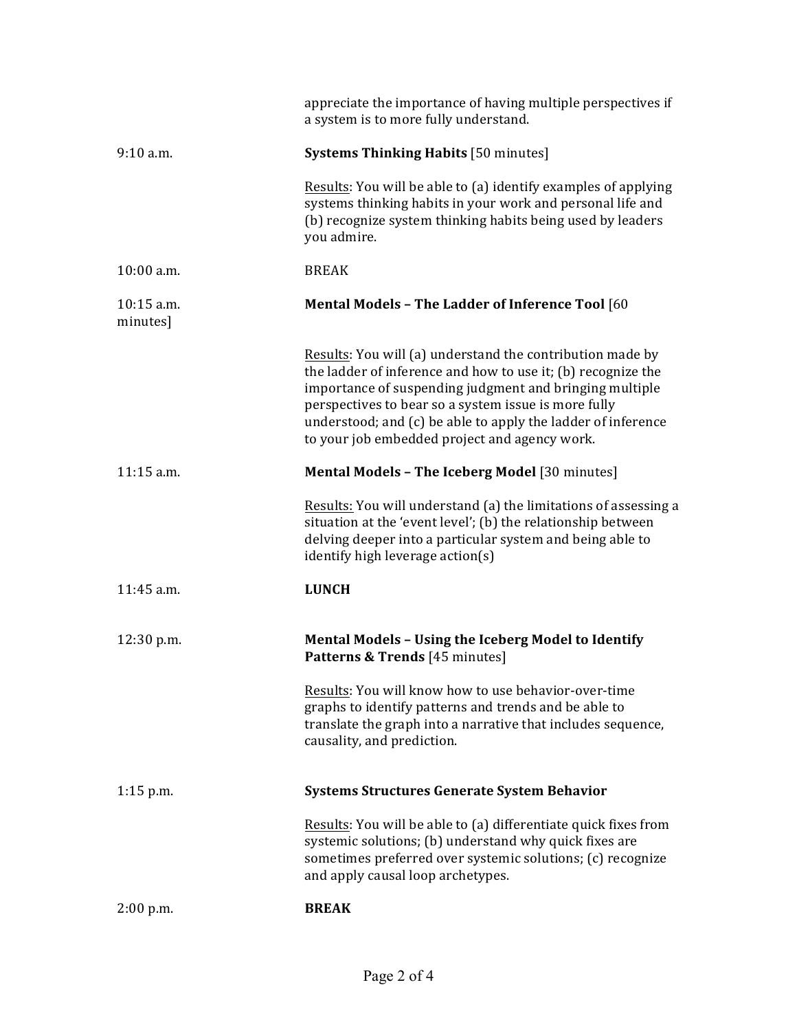appreciate the importance of having multiple perspectives if a system is to more fully understand.

| | |
|---|---|
| 9:10 a.m. | **Systems Thinking Habits** [50 minutes] |
| | <u>Results</u>: You will be able to (a) identify examples of applying systems thinking habits in your work and personal life and (b) recognize system thinking habits being used by leaders you admire. |
| 10:00 a.m. | BREAK |
| 10:15 a.m. minutes] | **Mental Models – The Ladder of Inference Tool** [60 |
| | <u>Results</u>: You will (a) understand the contribution made by the ladder of inference and how to use it; (b) recognize the importance of suspending judgment and bringing multiple perspectives to bear so a system issue is more fully understood; and (c) be able to apply the ladder of inference to your job embedded project and agency work. |
| 11:15 a.m. | **Mental Models – The Iceberg Model** [30 minutes] |
| | <u>Results:</u> You will understand (a) the limitations of assessing a situation at the 'event level'; (b) the relationship between delving deeper into a particular system and being able to identify high leverage action(s) |
| 11:45 a.m. | **LUNCH** |
| 12:30 p.m. | **Mental Models – Using the Iceberg Model to Identify Patterns & Trends** [45 minutes] |
| | <u>Results</u>: You will know how to use behavior-over-time graphs to identify patterns and trends and be able to translate the graph into a narrative that includes sequence, causality, and prediction. |
| 1:15 p.m. | **Systems Structures Generate System Behavior** |
| | <u>Results</u>: You will be able to (a) differentiate quick fixes from systemic solutions; (b) understand why quick fixes are sometimes preferred over systemic solutions; (c) recognize and apply causal loop archetypes. |
| 2:00 p.m. | **BREAK** |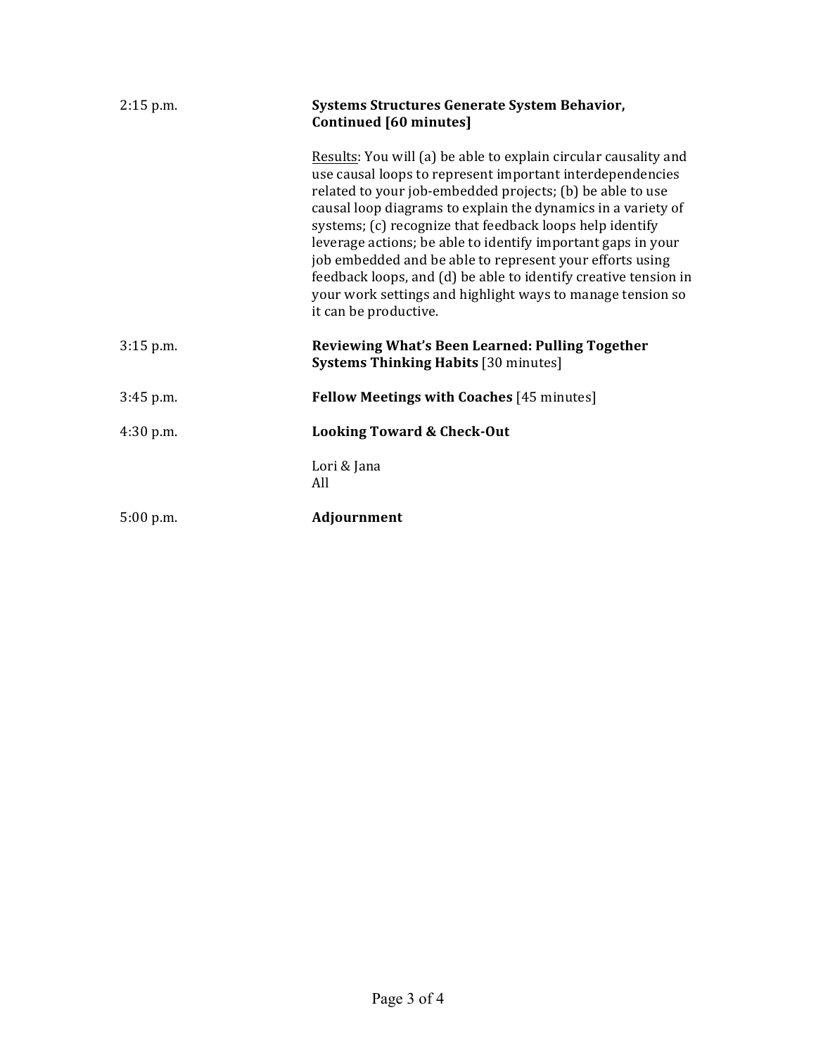| | |
|---|---|
| 2:15 p.m. | **Systems Structures Generate System Behavior, Continued [60 minutes]** |
| | Results: You will (a) be able to explain circular causality and use causal loops to represent important interdependencies related to your job-embedded projects; (b) be able to use causal loop diagrams to explain the dynamics in a variety of systems; (c) recognize that feedback loops help identify leverage actions; be able to identify important gaps in your job embedded and be able to represent your efforts using feedback loops, and (d) be able to identify creative tension in your work settings and highlight ways to manage tension so it can be productive. |
| 3:15 p.m. | **Reviewing What's Been Learned: Pulling Together Systems Thinking Habits** [30 minutes] |
| 3:45 p.m. | **Fellow Meetings with Coaches** [45 minutes] |
| 4:30 p.m. | **Looking Toward & Check-Out** |
| | Lori & Jana<br>All |
| 5:00 p.m. | **Adjournment** |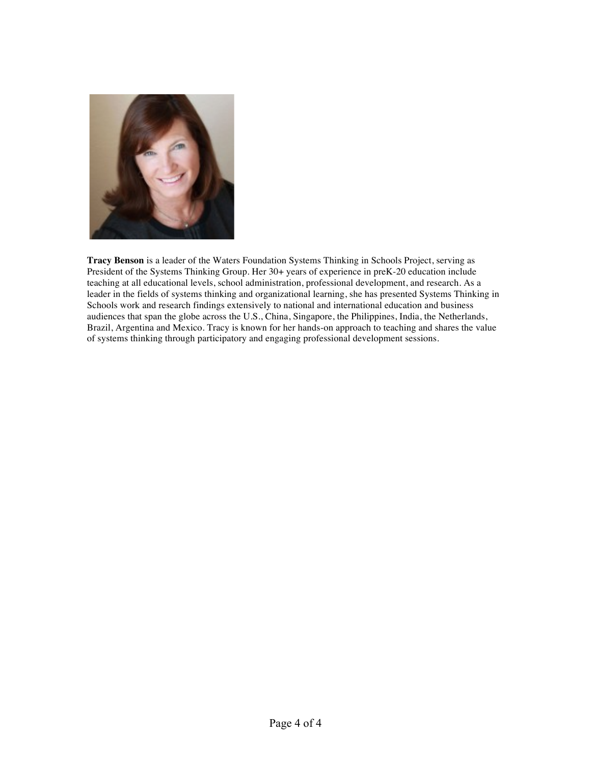**Tracy Benson** is a leader of the Waters Foundation Systems Thinking in Schools Project, serving as President of the Systems Thinking Group. Her 30+ years of experience in preK-20 education include teaching at all educational levels, school administration, professional development, and research. As a leader in the fields of systems thinking and organizational learning, she has presented Systems Thinking in Schools work and research findings extensively to national and international education and business audiences that span the globe across the U.S., China, Singapore, the Philippines, India, the Netherlands, Brazil, Argentina and Mexico. Tracy is known for her hands-on approach to teaching and shares the value of systems thinking through participatory and engaging professional development sessions.